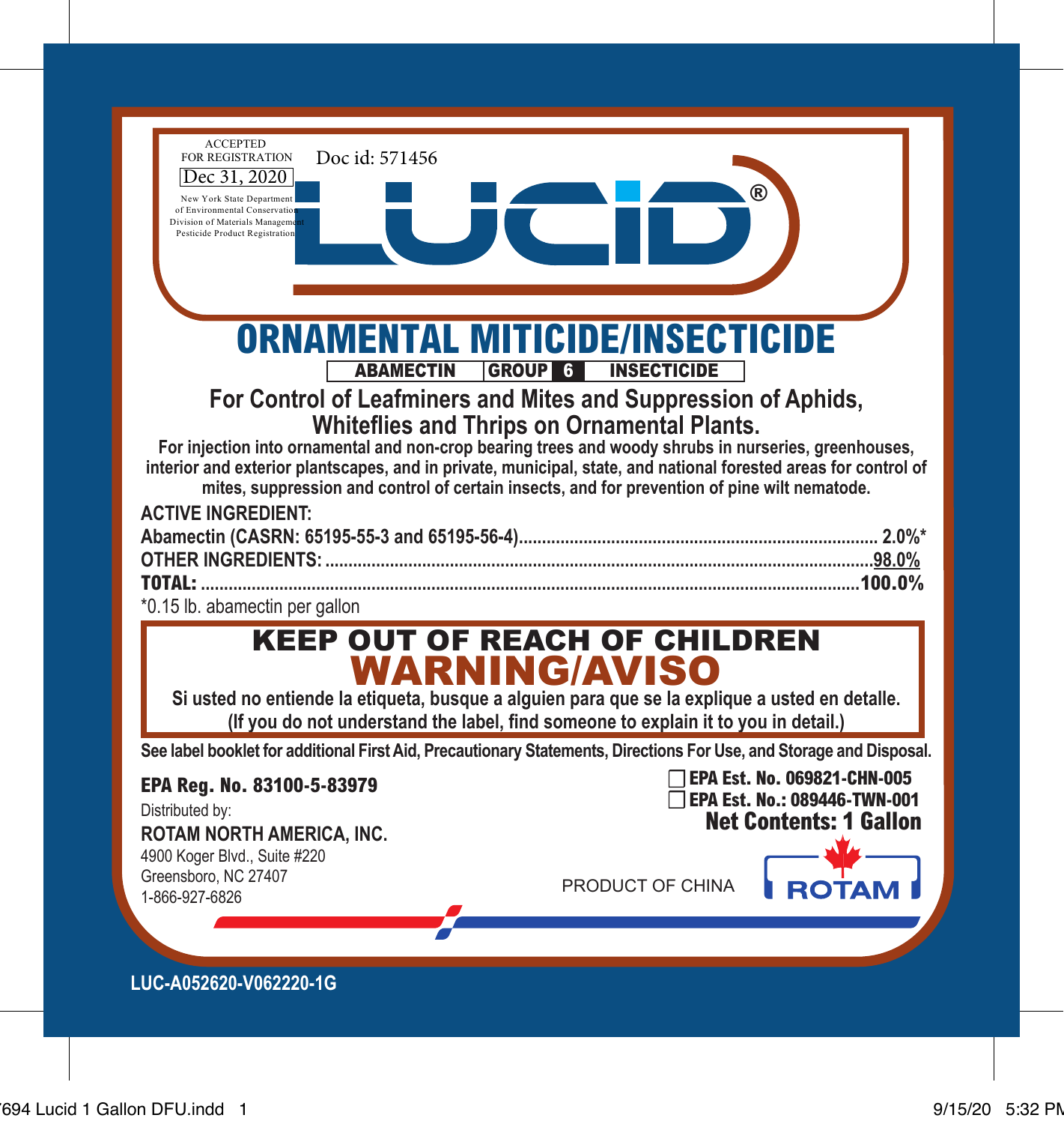ACCEPTED
FOR REGISTRATION
Dec 31, 2020
New York State Department
of Environmental Conservation
Division of Materials Management
Pesticide Product Registration

Doc id: 571456

# LUCID®

## ORNAMENTAL MITICIDE/INSECTICIDE

| ABAMECTIN | GROUP 6 | INSECTICIDE |
|---|---|---|

### For Control of Leafminers and Mites and Suppression of Aphids, Whiteflies and Thrips on Ornamental Plants.

**For injection into ornamental and non-crop bearing trees and woody shrubs in nurseries, greenhouses, interior and exterior plantscapes, and in private, municipal, state, and national forested areas for control of mites, suppression and control of certain insects, and for prevention of pine wilt nematode.**

**ACTIVE INGREDIENT:**

| | |
|---|---|
| **Abamectin (CASRN: 65195-55-3 and 65195-56-4)** | **2.0%*** |
| **OTHER INGREDIENTS:** | **98.0%** |
| **TOTAL:** | **100.0%** |

*0.15 lb. abamectin per gallon

## KEEP OUT OF REACH OF CHILDREN
## WARNING/AVISO

**Si usted no entiende la etiqueta, busque a alguien para que se la explique a usted en detalle. (If you do not understand the label, find someone to explain it to you in detail.)**

**See label booklet for additional First Aid, Precautionary Statements, Directions For Use, and Storage and Disposal.**

**EPA Reg. No. 83100-5-83979**

☐ **EPA Est. No. 069821-CHN-005**
☐ **EPA Est. No.: 089446-TWN-001**

**Net Contents: 1 Gallon**

Distributed by:
**ROTAM NORTH AMERICA, INC.**
4900 Koger Blvd., Suite #220
Greensboro, NC 27407
1-866-927-6826

PRODUCT OF CHINA

ROTAM

**LUC-A052620-V062220-1G**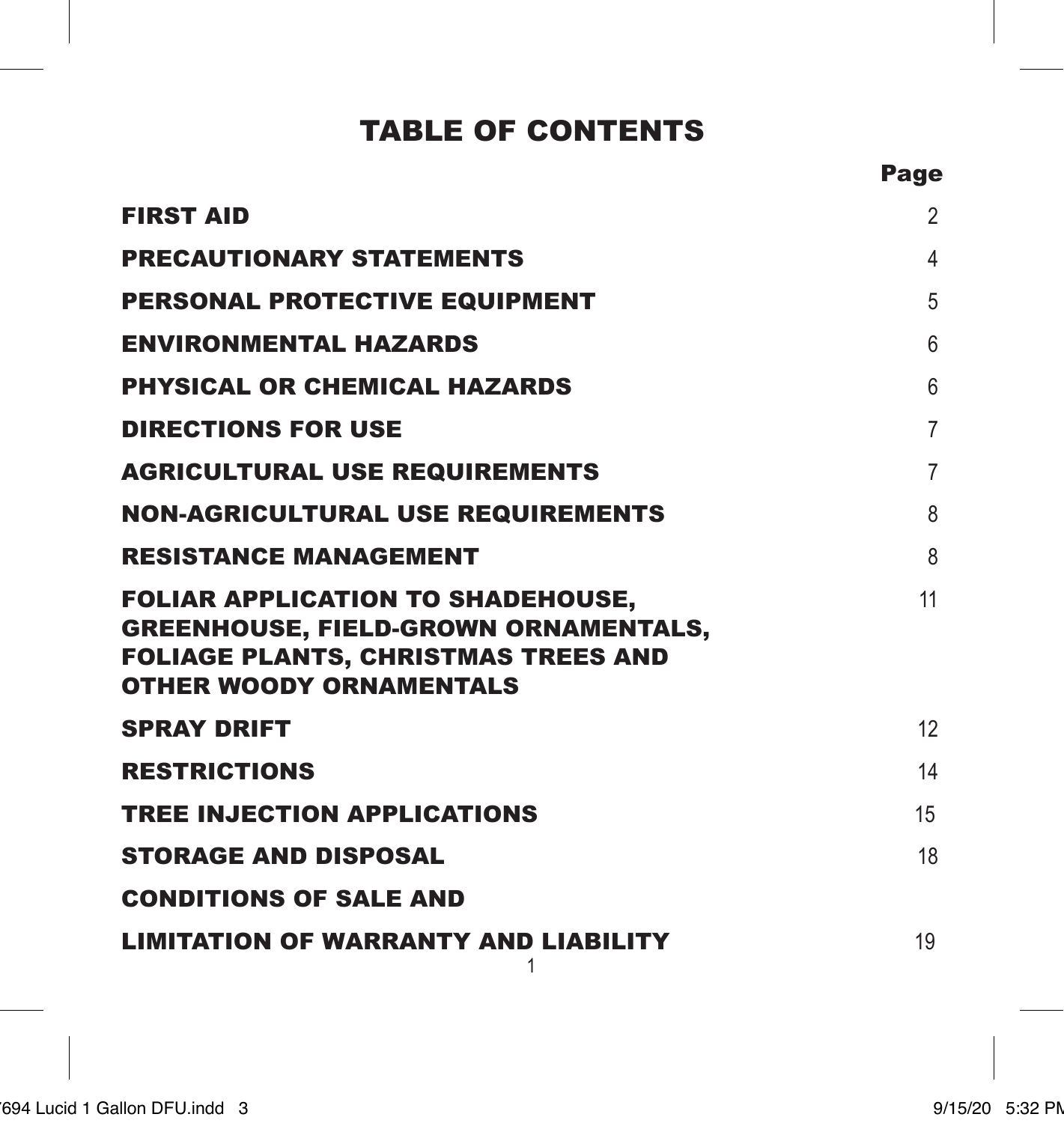# TABLE OF CONTENTS

| | Page |
|---|---|
| **FIRST AID** | 2 |
| **PRECAUTIONARY STATEMENTS** | 4 |
| **PERSONAL PROTECTIVE EQUIPMENT** | 5 |
| **ENVIRONMENTAL HAZARDS** | 6 |
| **PHYSICAL OR CHEMICAL HAZARDS** | 6 |
| **DIRECTIONS FOR USE** | 7 |
| **AGRICULTURAL USE REQUIREMENTS** | 7 |
| **NON-AGRICULTURAL USE REQUIREMENTS** | 8 |
| **RESISTANCE MANAGEMENT** | 8 |
| **FOLIAR APPLICATION TO SHADEHOUSE, GREENHOUSE, FIELD-GROWN ORNAMENTALS, FOLIAGE PLANTS, CHRISTMAS TREES AND OTHER WOODY ORNAMENTALS** | 11 |
| **SPRAY DRIFT** | 12 |
| **RESTRICTIONS** | 14 |
| **TREE INJECTION APPLICATIONS** | 15 |
| **STORAGE AND DISPOSAL** | 18 |
| **CONDITIONS OF SALE AND LIMITATION OF WARRANTY AND LIABILITY** | 19 |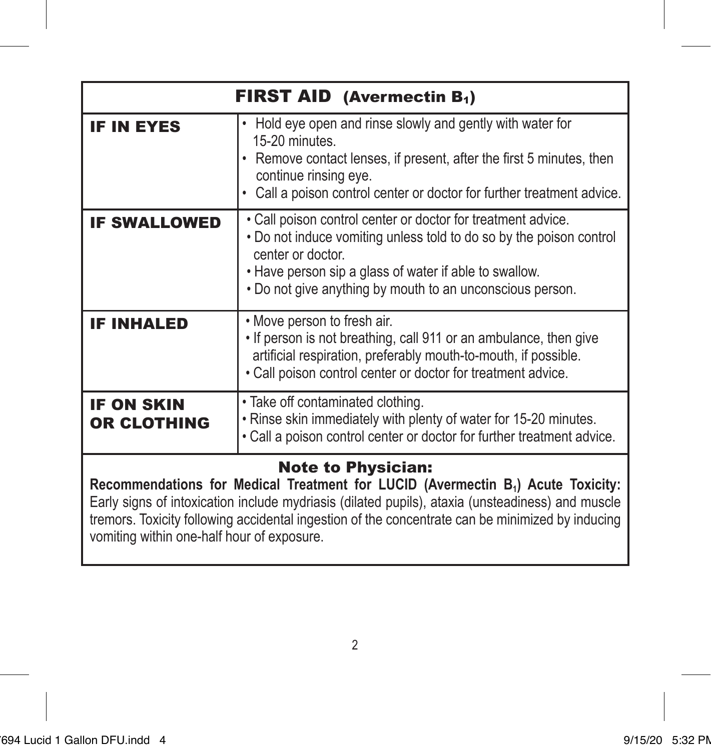| FIRST AID (Avermectin $B_1$) | |
|---|---|
| **IF IN EYES** | • Hold eye open and rinse slowly and gently with water for 15-20 minutes.<br>• Remove contact lenses, if present, after the first 5 minutes, then continue rinsing eye.<br>• Call a poison control center or doctor for further treatment advice. |
| **IF SWALLOWED** | • Call poison control center or doctor for treatment advice.<br>• Do not induce vomiting unless told to do so by the poison control center or doctor.<br>• Have person sip a glass of water if able to swallow.<br>• Do not give anything by mouth to an unconscious person. |
| **IF INHALED** | • Move person to fresh air.<br>• If person is not breathing, call 911 or an ambulance, then give artificial respiration, preferably mouth-to-mouth, if possible.<br>• Call poison control center or doctor for treatment advice. |
| **IF ON SKIN OR CLOTHING** | • Take off contaminated clothing.<br>• Rinse skin immediately with plenty of water for 15-20 minutes.<br>• Call a poison control center or doctor for further treatment advice. |

**Note to Physician:**

**Recommendations for Medical Treatment for LUCID (Avermectin $B_1$) Acute Toxicity:** Early signs of intoxication include mydriasis (dilated pupils), ataxia (unsteadiness) and muscle tremors. Toxicity following accidental ingestion of the concentrate can be minimized by inducing vomiting within one-half hour of exposure.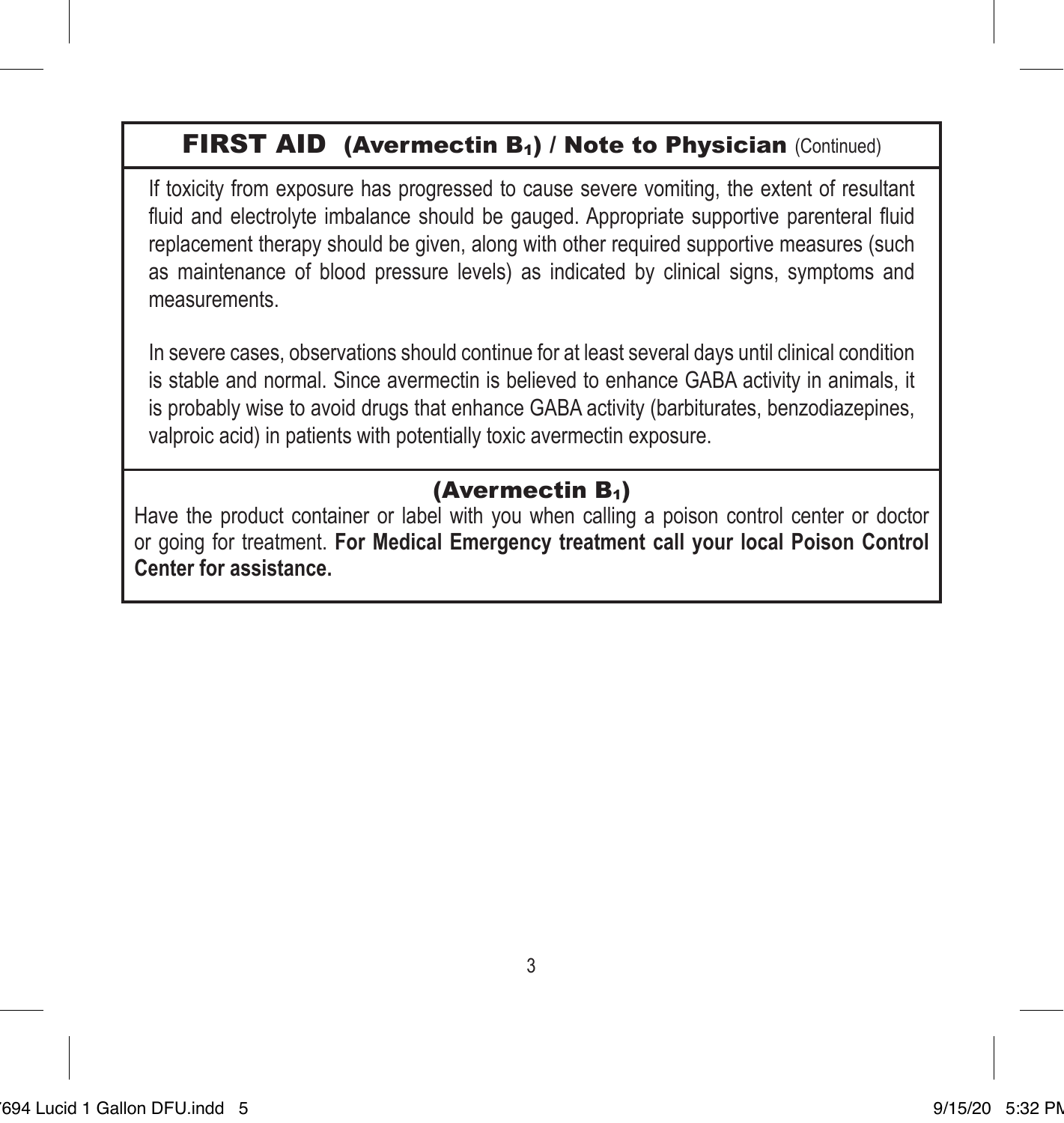## FIRST AID (Avermectin $B_1$) / Note to Physician (Continued)

If toxicity from exposure has progressed to cause severe vomiting, the extent of resultant fluid and electrolyte imbalance should be gauged. Appropriate supportive parenteral fluid replacement therapy should be given, along with other required supportive measures (such as maintenance of blood pressure levels) as indicated by clinical signs, symptoms and measurements.

In severe cases, observations should continue for at least several days until clinical condition is stable and normal. Since avermectin is believed to enhance GABA activity in animals, it is probably wise to avoid drugs that enhance GABA activity (barbiturates, benzodiazepines, valproic acid) in patients with potentially toxic avermectin exposure.

### (Avermectin $B_1$)

Have the product container or label with you when calling a poison control center or doctor or going for treatment. **For Medical Emergency treatment call your local Poison Control Center for assistance.**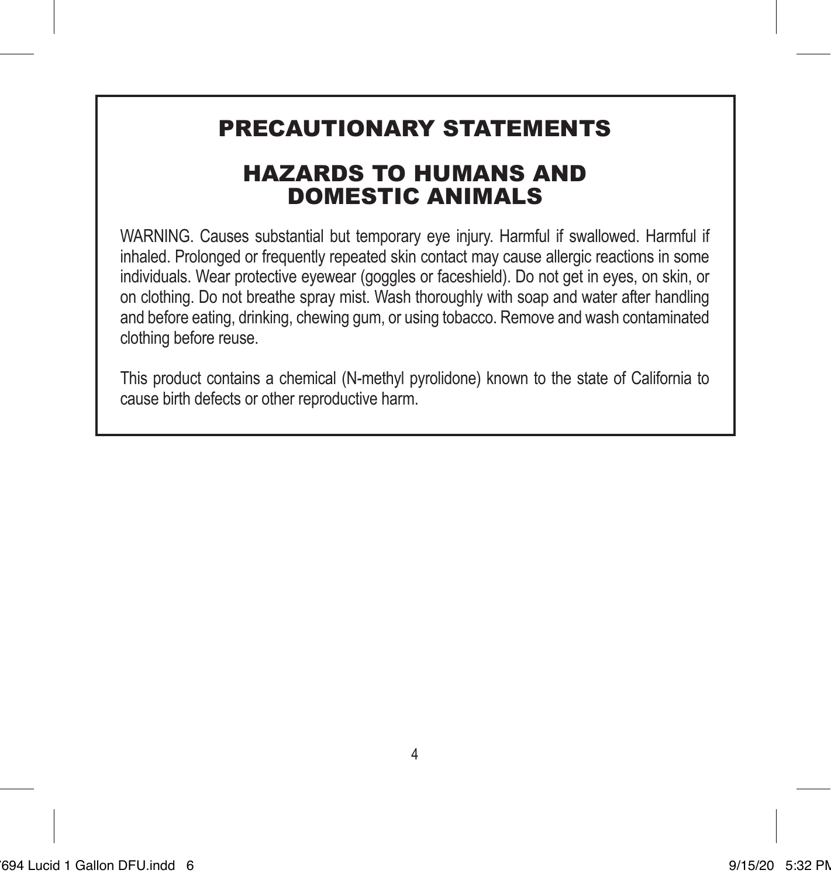# PRECAUTIONARY STATEMENTS

## HAZARDS TO HUMANS AND DOMESTIC ANIMALS

WARNING. Causes substantial but temporary eye injury. Harmful if swallowed. Harmful if inhaled. Prolonged or frequently repeated skin contact may cause allergic reactions in some individuals. Wear protective eyewear (goggles or faceshield). Do not get in eyes, on skin, or on clothing. Do not breathe spray mist. Wash thoroughly with soap and water after handling and before eating, drinking, chewing gum, or using tobacco. Remove and wash contaminated clothing before reuse.

This product contains a chemical (N-methyl pyrolidone) known to the state of California to cause birth defects or other reproductive harm.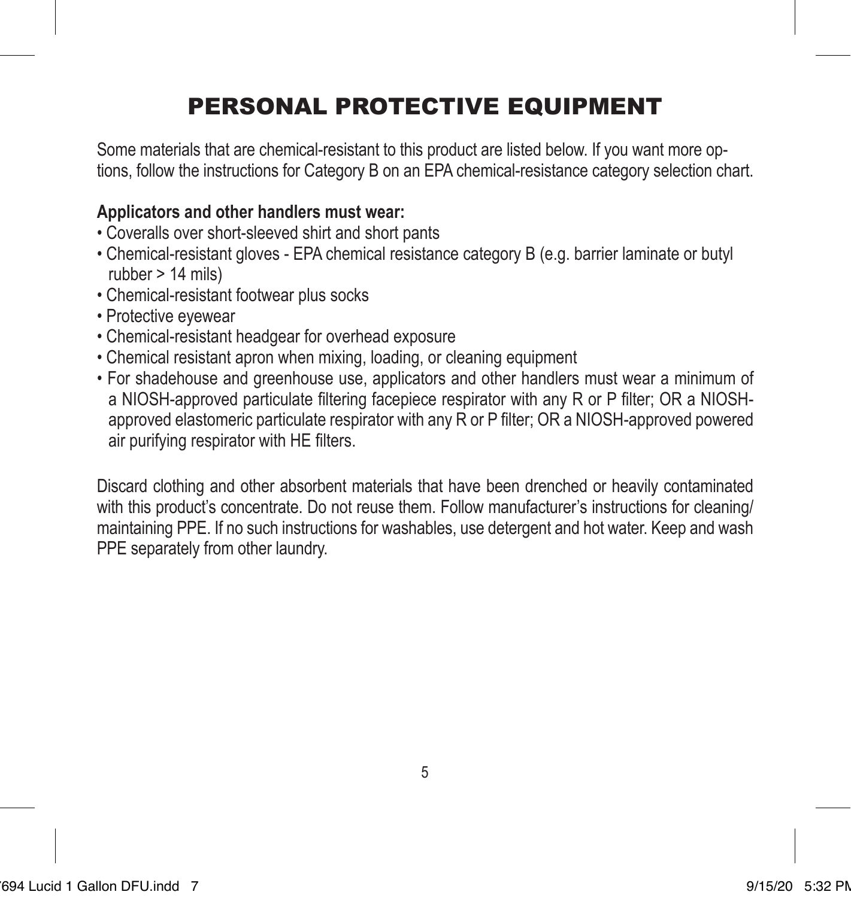# PERSONAL PROTECTIVE EQUIPMENT

Some materials that are chemical-resistant to this product are listed below. If you want more options, follow the instructions for Category B on an EPA chemical-resistance category selection chart.

**Applicators and other handlers must wear:**

- Coveralls over short-sleeved shirt and short pants
- Chemical-resistant gloves - EPA chemical resistance category B (e.g. barrier laminate or butyl rubber > 14 mils)
- Chemical-resistant footwear plus socks
- Protective eyewear
- Chemical-resistant headgear for overhead exposure
- Chemical resistant apron when mixing, loading, or cleaning equipment
- For shadehouse and greenhouse use, applicators and other handlers must wear a minimum of a NIOSH-approved particulate filtering facepiece respirator with any R or P filter; OR a NIOSH-approved elastomeric particulate respirator with any R or P filter; OR a NIOSH-approved powered air purifying respirator with HE filters.

Discard clothing and other absorbent materials that have been drenched or heavily contaminated with this product's concentrate. Do not reuse them. Follow manufacturer's instructions for cleaning/maintaining PPE. If no such instructions for washables, use detergent and hot water. Keep and wash PPE separately from other laundry.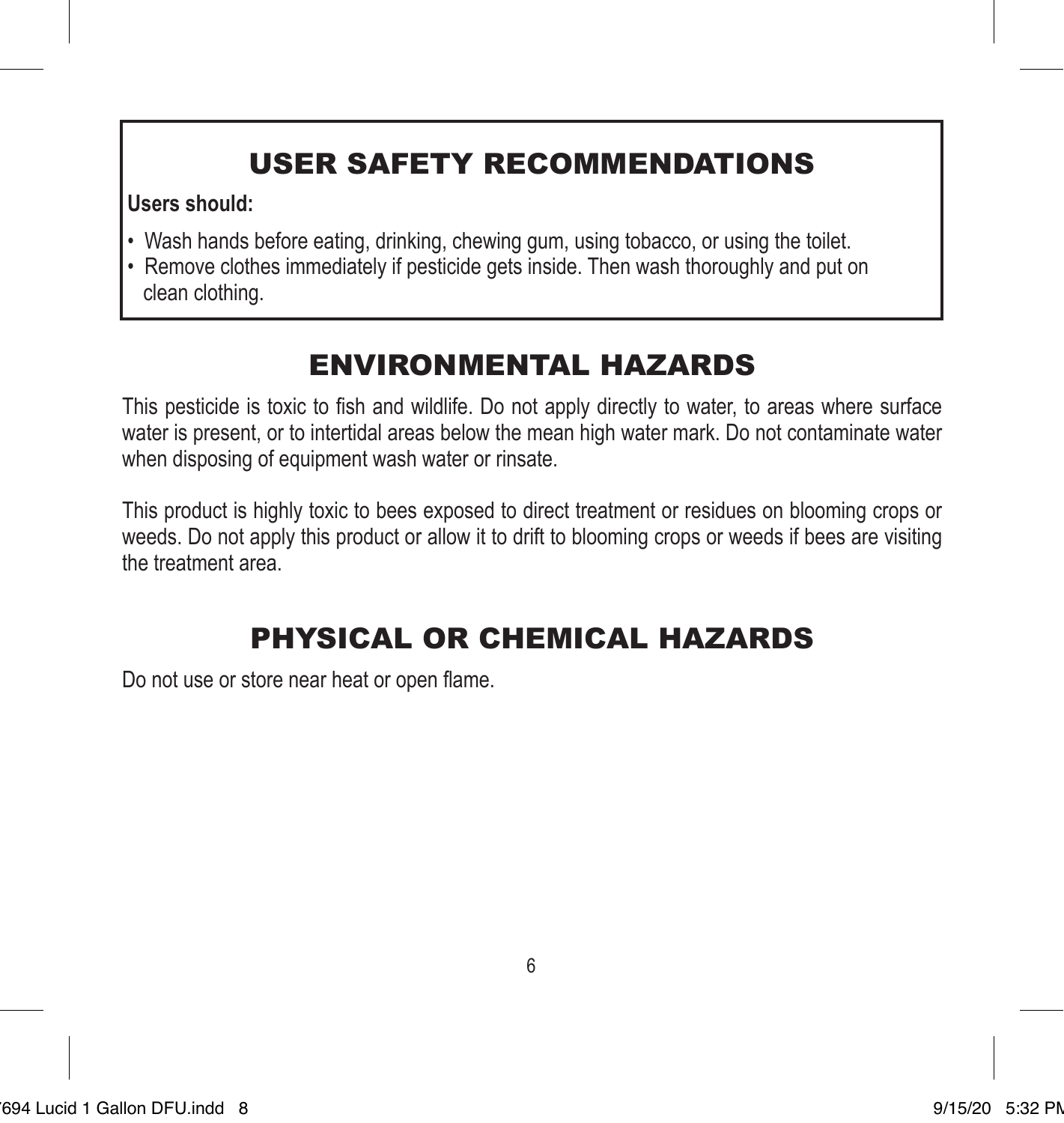## USER SAFETY RECOMMENDATIONS

**Users should:**

- Wash hands before eating, drinking, chewing gum, using tobacco, or using the toilet.
- Remove clothes immediately if pesticide gets inside. Then wash thoroughly and put on clean clothing.

## ENVIRONMENTAL HAZARDS

This pesticide is toxic to fish and wildlife. Do not apply directly to water, to areas where surface water is present, or to intertidal areas below the mean high water mark. Do not contaminate water when disposing of equipment wash water or rinsate.

This product is highly toxic to bees exposed to direct treatment or residues on blooming crops or weeds. Do not apply this product or allow it to drift to blooming crops or weeds if bees are visiting the treatment area.

## PHYSICAL OR CHEMICAL HAZARDS

Do not use or store near heat or open flame.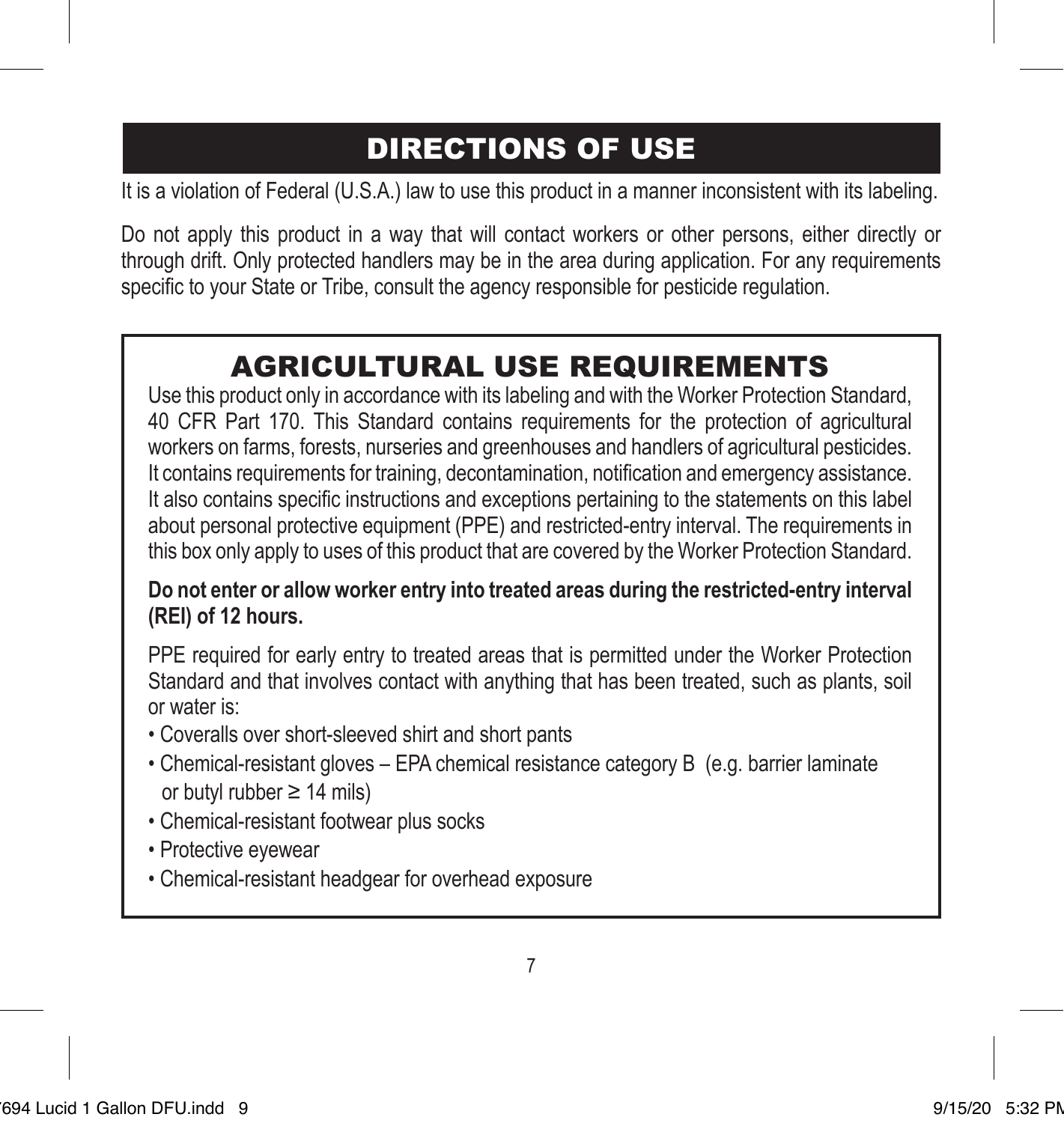# DIRECTIONS OF USE

It is a violation of Federal (U.S.A.) law to use this product in a manner inconsistent with its labeling.

Do not apply this product in a way that will contact workers or other persons, either directly or through drift. Only protected handlers may be in the area during application. For any requirements specific to your State or Tribe, consult the agency responsible for pesticide regulation.

## AGRICULTURAL USE REQUIREMENTS

Use this product only in accordance with its labeling and with the Worker Protection Standard, 40 CFR Part 170. This Standard contains requirements for the protection of agricultural workers on farms, forests, nurseries and greenhouses and handlers of agricultural pesticides. It contains requirements for training, decontamination, notification and emergency assistance. It also contains specific instructions and exceptions pertaining to the statements on this label about personal protective equipment (PPE) and restricted-entry interval. The requirements in this box only apply to uses of this product that are covered by the Worker Protection Standard.

**Do not enter or allow worker entry into treated areas during the restricted-entry interval (REI) of 12 hours.**

PPE required for early entry to treated areas that is permitted under the Worker Protection Standard and that involves contact with anything that has been treated, such as plants, soil or water is:

- Coveralls over short-sleeved shirt and short pants
- Chemical-resistant gloves – EPA chemical resistance category B (e.g. barrier laminate or butyl rubber ≥ 14 mils)
- Chemical-resistant footwear plus socks
- Protective eyewear
- Chemical-resistant headgear for overhead exposure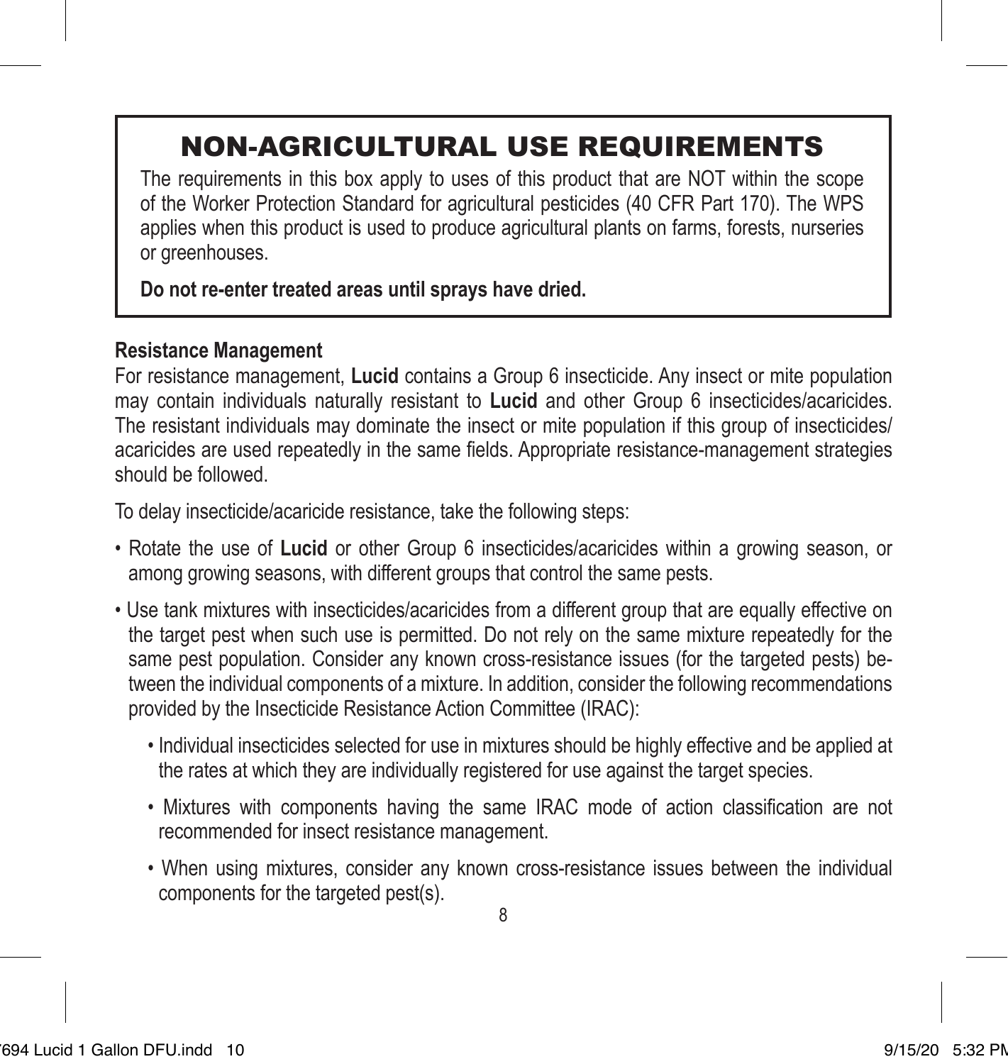## NON-AGRICULTURAL USE REQUIREMENTS

The requirements in this box apply to uses of this product that are NOT within the scope of the Worker Protection Standard for agricultural pesticides (40 CFR Part 170). The WPS applies when this product is used to produce agricultural plants on farms, forests, nurseries or greenhouses.

**Do not re-enter treated areas until sprays have dried.**

**Resistance Management**

For resistance management, **Lucid** contains a Group 6 insecticide. Any insect or mite population may contain individuals naturally resistant to **Lucid** and other Group 6 insecticides/acaricides. The resistant individuals may dominate the insect or mite population if this group of insecticides/ acaricides are used repeatedly in the same fields. Appropriate resistance-management strategies should be followed.

To delay insecticide/acaricide resistance, take the following steps:

- Rotate the use of **Lucid** or other Group 6 insecticides/acaricides within a growing season, or among growing seasons, with different groups that control the same pests.
- Use tank mixtures with insecticides/acaricides from a different group that are equally effective on the target pest when such use is permitted. Do not rely on the same mixture repeatedly for the same pest population. Consider any known cross-resistance issues (for the targeted pests) between the individual components of a mixture. In addition, consider the following recommendations provided by the Insecticide Resistance Action Committee (IRAC):
  - Individual insecticides selected for use in mixtures should be highly effective and be applied at the rates at which they are individually registered for use against the target species.
  - Mixtures with components having the same IRAC mode of action classification are not recommended for insect resistance management.
  - When using mixtures, consider any known cross-resistance issues between the individual components for the targeted pest(s).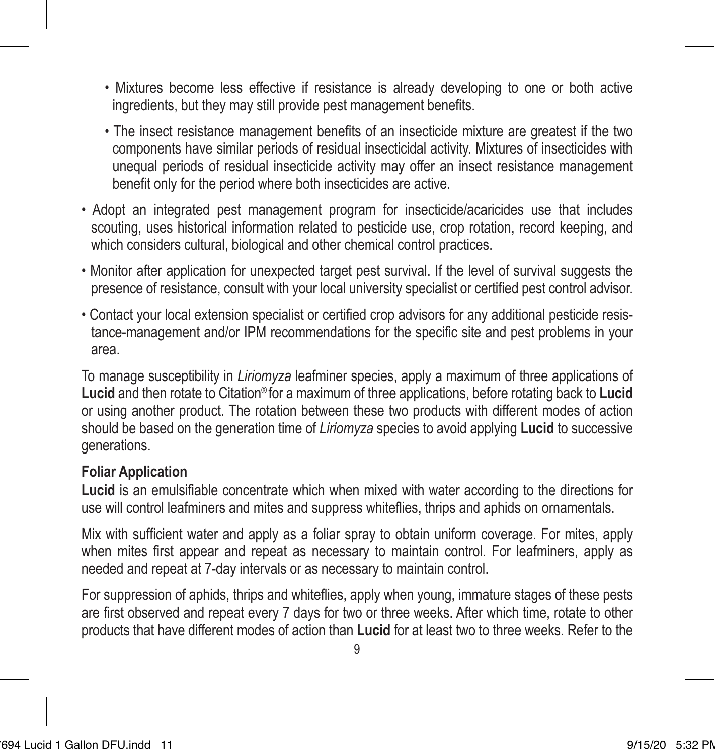- Mixtures become less effective if resistance is already developing to one or both active ingredients, but they may still provide pest management benefits.
- The insect resistance management benefits of an insecticide mixture are greatest if the two components have similar periods of residual insecticidal activity. Mixtures of insecticides with unequal periods of residual insecticide activity may offer an insect resistance management benefit only for the period where both insecticides are active.

- Adopt an integrated pest management program for insecticide/acaricides use that includes scouting, uses historical information related to pesticide use, crop rotation, record keeping, and which considers cultural, biological and other chemical control practices.
- Monitor after application for unexpected target pest survival. If the level of survival suggests the presence of resistance, consult with your local university specialist or certified pest control advisor.
- Contact your local extension specialist or certified crop advisors for any additional pesticide resistance-management and/or IPM recommendations for the specific site and pest problems in your area.

To manage susceptibility in *Liriomyza* leafminer species, apply a maximum of three applications of **Lucid** and then rotate to Citation® for a maximum of three applications, before rotating back to **Lucid** or using another product. The rotation between these two products with different modes of action should be based on the generation time of *Liriomyza* species to avoid applying **Lucid** to successive generations.

**Foliar Application**

**Lucid** is an emulsifiable concentrate which when mixed with water according to the directions for use will control leafminers and mites and suppress whiteflies, thrips and aphids on ornamentals.

Mix with sufficient water and apply as a foliar spray to obtain uniform coverage. For mites, apply when mites first appear and repeat as necessary to maintain control. For leafminers, apply as needed and repeat at 7-day intervals or as necessary to maintain control.

For suppression of aphids, thrips and whiteflies, apply when young, immature stages of these pests are first observed and repeat every 7 days for two or three weeks. After which time, rotate to other products that have different modes of action than **Lucid** for at least two to three weeks. Refer to the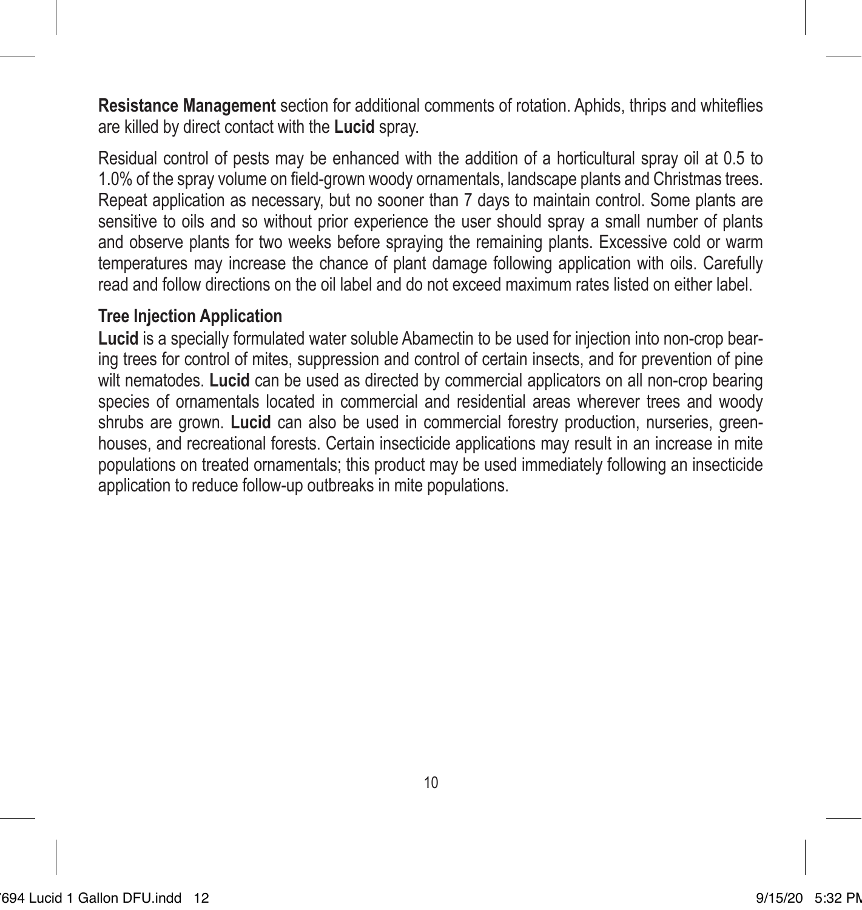**Resistance Management** section for additional comments of rotation. Aphids, thrips and whiteflies are killed by direct contact with the **Lucid** spray.

Residual control of pests may be enhanced with the addition of a horticultural spray oil at 0.5 to 1.0% of the spray volume on field-grown woody ornamentals, landscape plants and Christmas trees. Repeat application as necessary, but no sooner than 7 days to maintain control. Some plants are sensitive to oils and so without prior experience the user should spray a small number of plants and observe plants for two weeks before spraying the remaining plants. Excessive cold or warm temperatures may increase the chance of plant damage following application with oils. Carefully read and follow directions on the oil label and do not exceed maximum rates listed on either label.

**Tree Injection Application**

**Lucid** is a specially formulated water soluble Abamectin to be used for injection into non-crop bearing trees for control of mites, suppression and control of certain insects, and for prevention of pine wilt nematodes. **Lucid** can be used as directed by commercial applicators on all non-crop bearing species of ornamentals located in commercial and residential areas wherever trees and woody shrubs are grown. **Lucid** can also be used in commercial forestry production, nurseries, greenhouses, and recreational forests. Certain insecticide applications may result in an increase in mite populations on treated ornamentals; this product may be used immediately following an insecticide application to reduce follow-up outbreaks in mite populations.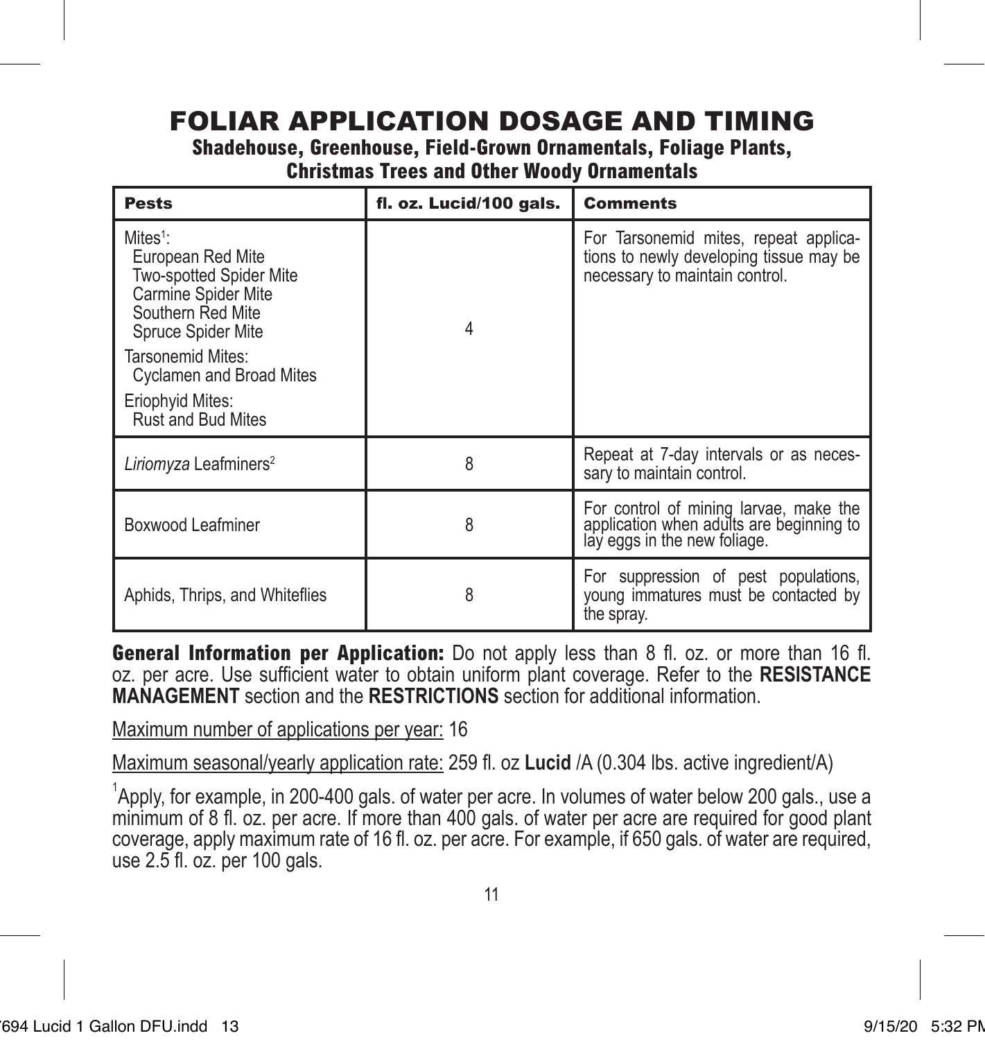# FOLIAR APPLICATION DOSAGE AND TIMING

## Shadehouse, Greenhouse, Field-Grown Ornamentals, Foliage Plants, Christmas Trees and Other Woody Ornamentals

| Pests | fl. oz. Lucid/100 gals. | Comments |
|---|---|---|
| Mites[1]:<br>European Red Mite<br>Two-spotted Spider Mite<br>Carmine Spider Mite<br>Southern Red Mite<br>Spruce Spider Mite<br>Tarsonemid Mites:<br>Cyclamen and Broad Mites<br>Eriophyid Mites:<br>Rust and Bud Mites | 4 | For Tarsonemid mites, repeat applications to newly developing tissue may be necessary to maintain control. |
| *Liriomyza* Leafminers[2] | 8 | Repeat at 7-day intervals or as necessary to maintain control. |
| Boxwood Leafminer | 8 | For control of mining larvae, make the application when adults are beginning to lay eggs in the new foliage. |
| Aphids, Thrips, and Whiteflies | 8 | For suppression of pest populations, young immatures must be contacted by the spray. |

**General Information per Application:** Do not apply less than 8 fl. oz. or more than 16 fl. oz. per acre. Use sufficient water to obtain uniform plant coverage. Refer to the **RESISTANCE MANAGEMENT** section and the **RESTRICTIONS** section for additional information.

Maximum number of applications per year: 16

Maximum seasonal/yearly application rate: 259 fl. oz **Lucid** /A (0.304 lbs. active ingredient/A)

[1]Apply, for example, in 200-400 gals. of water per acre. In volumes of water below 200 gals., use a minimum of 8 fl. oz. per acre. If more than 400 gals. of water per acre are required for good plant coverage, apply maximum rate of 16 fl. oz. per acre. For example, if 650 gals. of water are required, use 2.5 fl. oz. per 100 gals.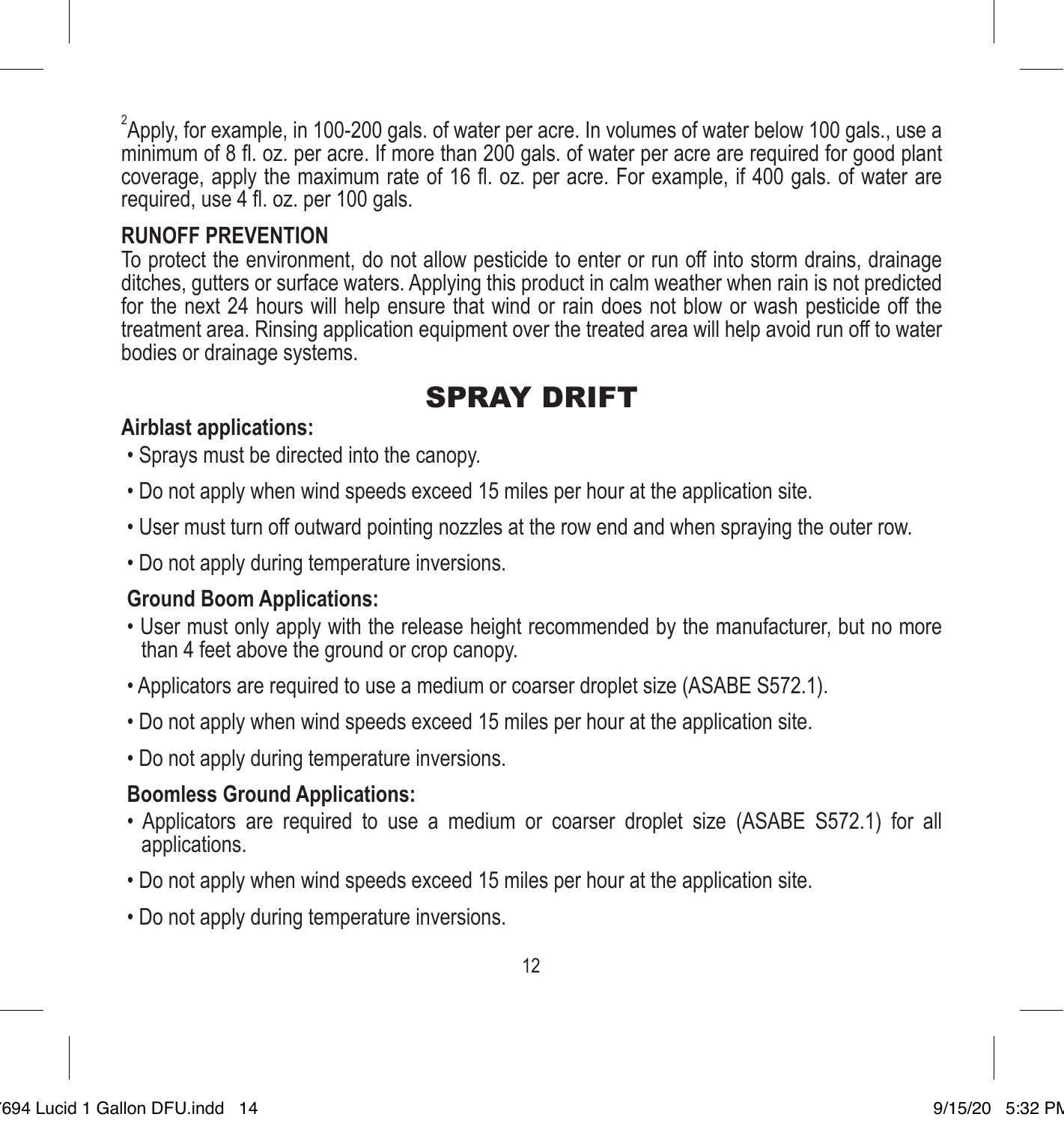[2]Apply, for example, in 100-200 gals. of water per acre. In volumes of water below 100 gals., use a minimum of 8 fl. oz. per acre. If more than 200 gals. of water per acre are required for good plant coverage, apply the maximum rate of 16 fl. oz. per acre. For example, if 400 gals. of water are required, use 4 fl. oz. per 100 gals.

**RUNOFF PREVENTION**
To protect the environment, do not allow pesticide to enter or run off into storm drains, drainage ditches, gutters or surface waters. Applying this product in calm weather when rain is not predicted for the next 24 hours will help ensure that wind or rain does not blow or wash pesticide off the treatment area. Rinsing application equipment over the treated area will help avoid run off to water bodies or drainage systems.

# SPRAY DRIFT

**Airblast applications:**

- Sprays must be directed into the canopy.
- Do not apply when wind speeds exceed 15 miles per hour at the application site.
- User must turn off outward pointing nozzles at the row end and when spraying the outer row.
- Do not apply during temperature inversions.

**Ground Boom Applications:**

- User must only apply with the release height recommended by the manufacturer, but no more than 4 feet above the ground or crop canopy.
- Applicators are required to use a medium or coarser droplet size (ASABE S572.1).
- Do not apply when wind speeds exceed 15 miles per hour at the application site.
- Do not apply during temperature inversions.

**Boomless Ground Applications:**

- Applicators are required to use a medium or coarser droplet size (ASABE S572.1) for all applications.
- Do not apply when wind speeds exceed 15 miles per hour at the application site.
- Do not apply during temperature inversions.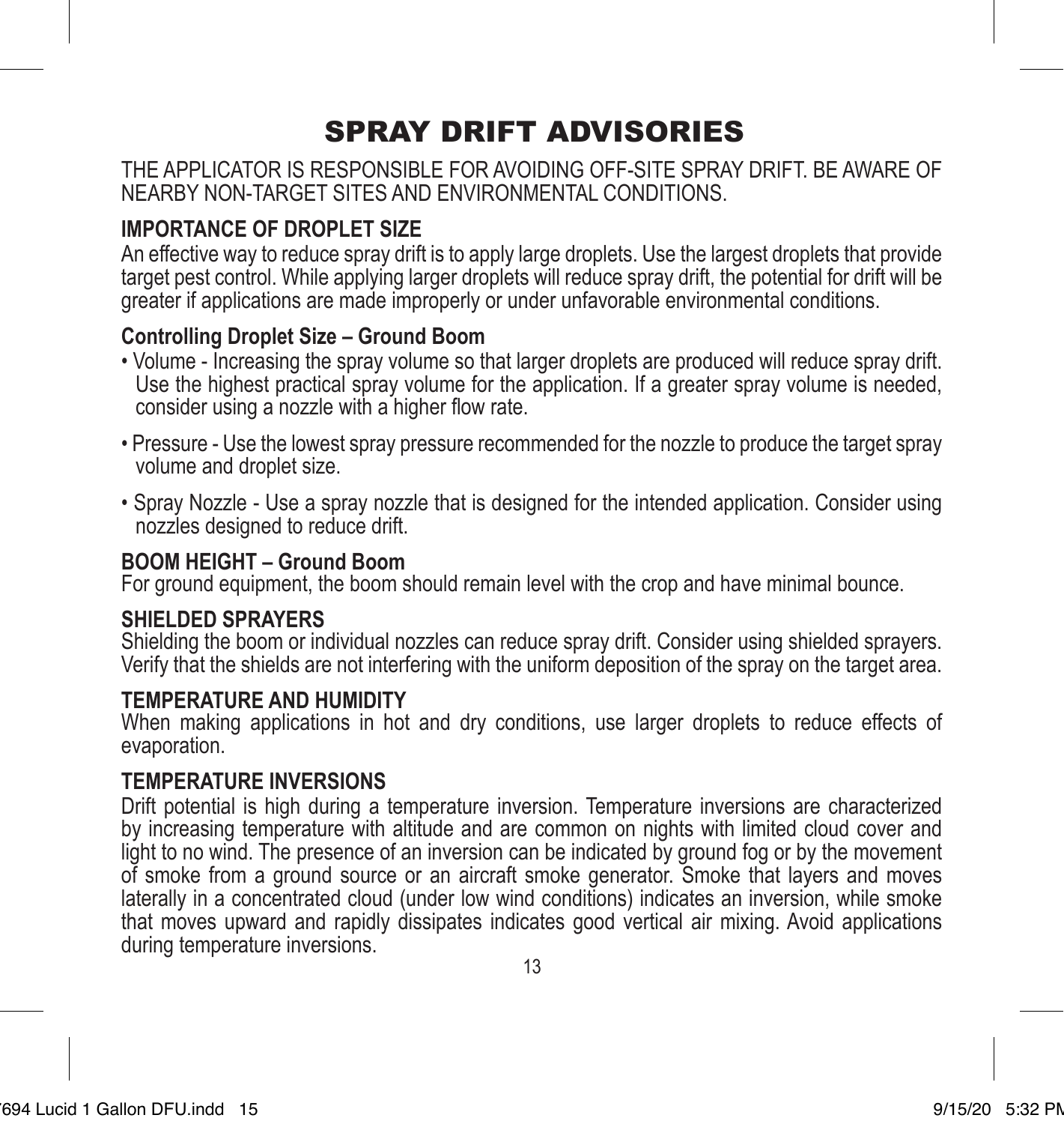# SPRAY DRIFT ADVISORIES

THE APPLICATOR IS RESPONSIBLE FOR AVOIDING OFF-SITE SPRAY DRIFT. BE AWARE OF NEARBY NON-TARGET SITES AND ENVIRONMENTAL CONDITIONS.

**IMPORTANCE OF DROPLET SIZE**
An effective way to reduce spray drift is to apply large droplets. Use the largest droplets that provide target pest control. While applying larger droplets will reduce spray drift, the potential for drift will be greater if applications are made improperly or under unfavorable environmental conditions.

**Controlling Droplet Size – Ground Boom**

- Volume - Increasing the spray volume so that larger droplets are produced will reduce spray drift. Use the highest practical spray volume for the application. If a greater spray volume is needed, consider using a nozzle with a higher flow rate.
- Pressure - Use the lowest spray pressure recommended for the nozzle to produce the target spray volume and droplet size.
- Spray Nozzle - Use a spray nozzle that is designed for the intended application. Consider using nozzles designed to reduce drift.

**BOOM HEIGHT – Ground Boom**
For ground equipment, the boom should remain level with the crop and have minimal bounce.

**SHIELDED SPRAYERS**
Shielding the boom or individual nozzles can reduce spray drift. Consider using shielded sprayers. Verify that the shields are not interfering with the uniform deposition of the spray on the target area.

**TEMPERATURE AND HUMIDITY**
When making applications in hot and dry conditions, use larger droplets to reduce effects of evaporation.

**TEMPERATURE INVERSIONS**
Drift potential is high during a temperature inversion. Temperature inversions are characterized by increasing temperature with altitude and are common on nights with limited cloud cover and light to no wind. The presence of an inversion can be indicated by ground fog or by the movement of smoke from a ground source or an aircraft smoke generator. Smoke that layers and moves laterally in a concentrated cloud (under low wind conditions) indicates an inversion, while smoke that moves upward and rapidly dissipates indicates good vertical air mixing. Avoid applications during temperature inversions.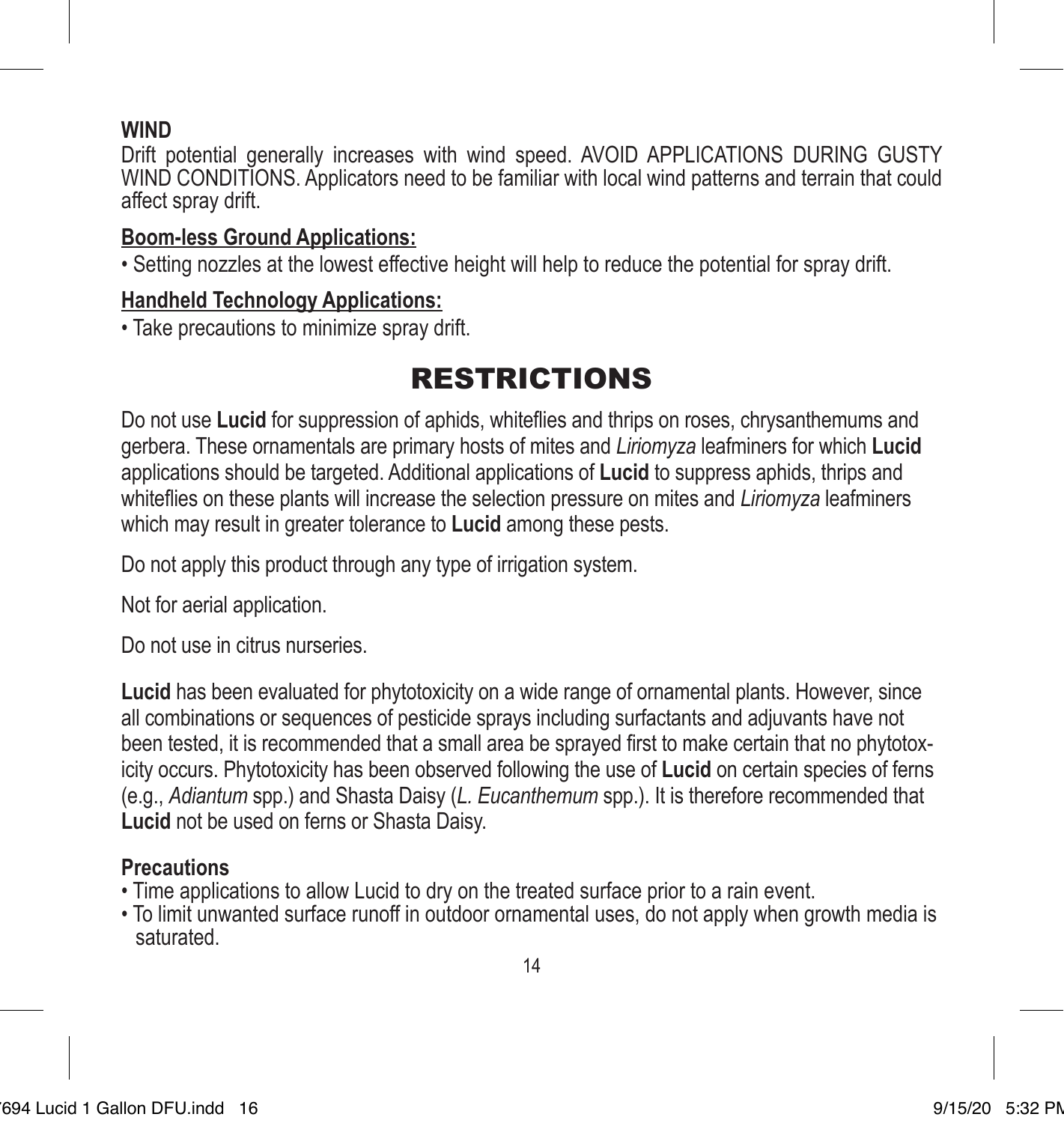**WIND**

Drift potential generally increases with wind speed. AVOID APPLICATIONS DURING GUSTY WIND CONDITIONS. Applicators need to be familiar with local wind patterns and terrain that could affect spray drift.

**Boom-less Ground Applications:**

- Setting nozzles at the lowest effective height will help to reduce the potential for spray drift.

**Handheld Technology Applications:**

- Take precautions to minimize spray drift.

# RESTRICTIONS

Do not use **Lucid** for suppression of aphids, whiteflies and thrips on roses, chrysanthemums and gerbera. These ornamentals are primary hosts of mites and *Liriomyza* leafminers for which **Lucid** applications should be targeted. Additional applications of **Lucid** to suppress aphids, thrips and whiteflies on these plants will increase the selection pressure on mites and *Liriomyza* leafminers which may result in greater tolerance to **Lucid** among these pests.

Do not apply this product through any type of irrigation system.

Not for aerial application.

Do not use in citrus nurseries.

**Lucid** has been evaluated for phytotoxicity on a wide range of ornamental plants. However, since all combinations or sequences of pesticide sprays including surfactants and adjuvants have not been tested, it is recommended that a small area be sprayed first to make certain that no phytotoxicity occurs. Phytotoxicity has been observed following the use of **Lucid** on certain species of ferns (e.g., *Adiantum* spp.) and Shasta Daisy (*L. Eucanthemum* spp.). It is therefore recommended that **Lucid** not be used on ferns or Shasta Daisy.

**Precautions**

- Time applications to allow Lucid to dry on the treated surface prior to a rain event.
- To limit unwanted surface runoff in outdoor ornamental uses, do not apply when growth media is saturated.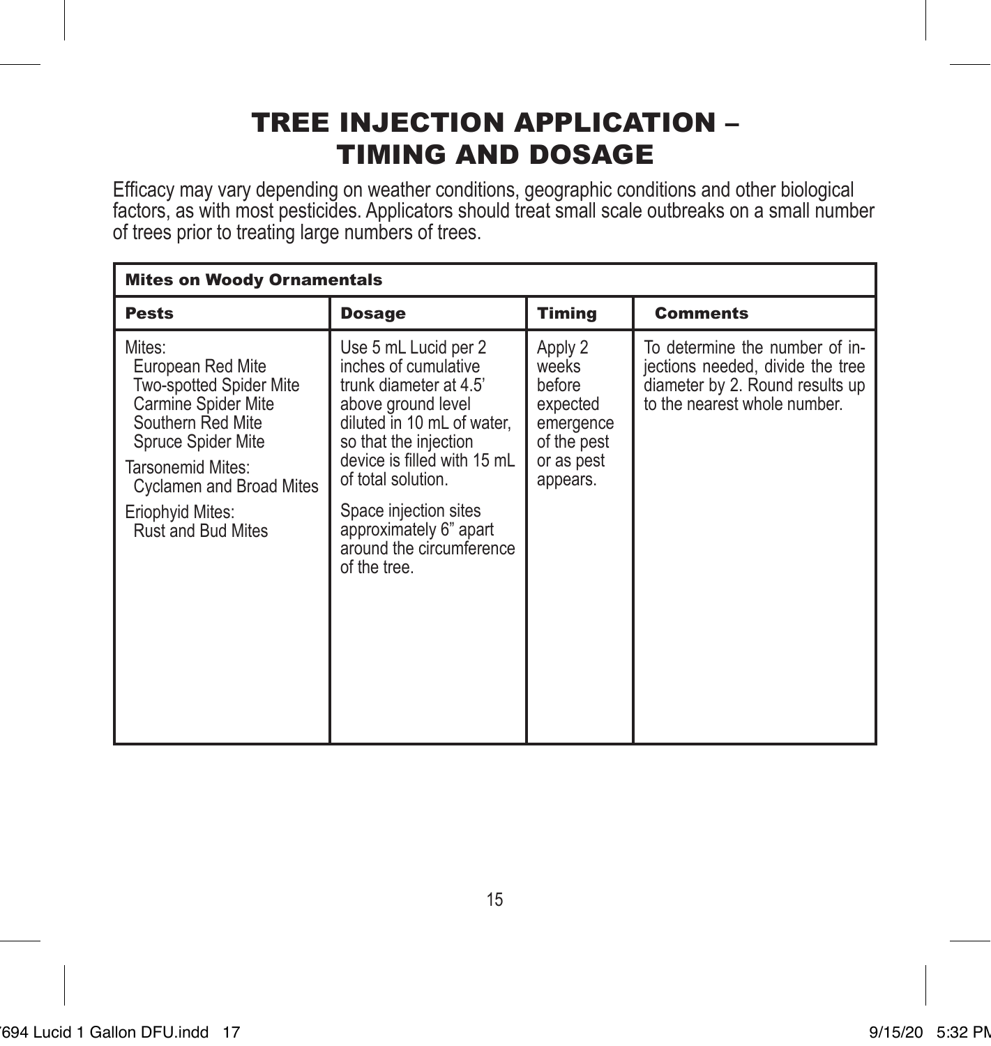# TREE INJECTION APPLICATION – TIMING AND DOSAGE

Efficacy may vary depending on weather conditions, geographic conditions and other biological factors, as with most pesticides. Applicators should treat small scale outbreaks on a small number of trees prior to treating large numbers of trees.

| **Mites on Woody Ornamentals** | | | |
|---|---|---|---|
| **Pests** | **Dosage** | **Timing** | **Comments** |
| Mites:<br>European Red Mite<br>Two-spotted Spider Mite<br>Carmine Spider Mite<br>Southern Red Mite<br>Spruce Spider Mite<br><br>Tarsonemid Mites:<br>Cyclamen and Broad Mites<br><br>Eriophyid Mites:<br>Rust and Bud Mites | Use 5 mL Lucid per 2 inches of cumulative trunk diameter at 4.5' above ground level diluted in 10 mL of water, so that the injection device is filled with 15 mL of total solution.<br><br>Space injection sites approximately 6" apart around the circumference of the tree. | Apply 2 weeks before expected emergence of the pest or as pest appears. | To determine the number of injections needed, divide the tree diameter by 2. Round results up to the nearest whole number. |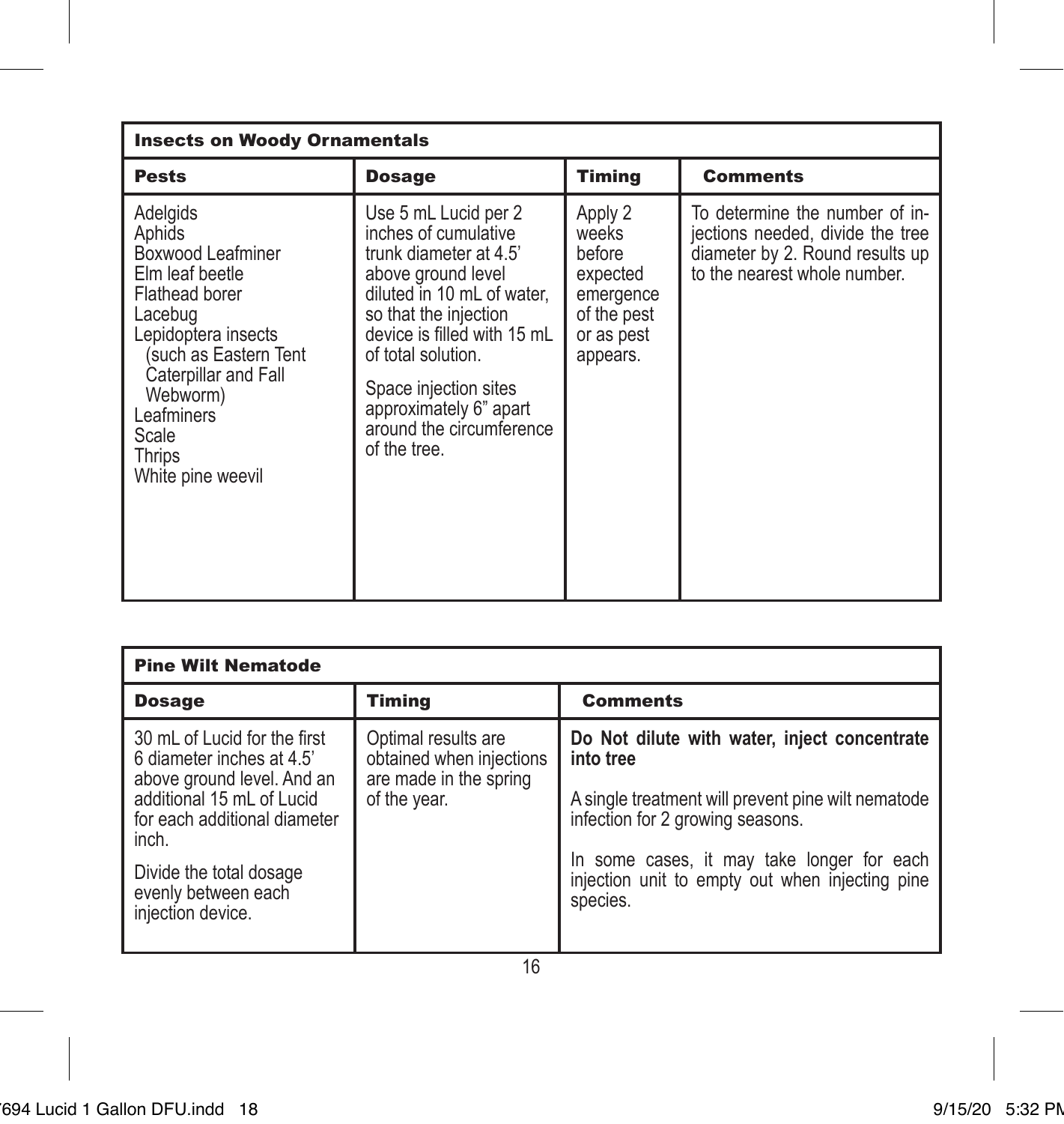| Insects on Woody Ornamentals | | | |
|---|---|---|---|
| **Pests** | **Dosage** | **Timing** | **Comments** |
| Adelgids<br>Aphids<br>Boxwood Leafminer<br>Elm leaf beetle<br>Flathead borer<br>Lacebug<br>Lepidoptera insects (such as Eastern Tent Caterpillar and Fall Webworm)<br>Leafminers<br>Scale<br>Thrips<br>White pine weevil | Use 5 mL Lucid per 2 inches of cumulative trunk diameter at 4.5' above ground level diluted in 10 mL of water, so that the injection device is filled with 15 mL of total solution.<br><br>Space injection sites approximately 6" apart around the circumference of the tree. | Apply 2 weeks before expected emergence of the pest or as pest appears. | To determine the number of injections needed, divide the tree diameter by 2. Round results up to the nearest whole number. |

| Pine Wilt Nematode | | |
|---|---|---|
| **Dosage** | **Timing** | **Comments** |
| 30 mL of Lucid for the first 6 diameter inches at 4.5' above ground level. And an additional 15 mL of Lucid for each additional diameter inch.<br><br>Divide the total dosage evenly between each injection device. | Optimal results are obtained when injections are made in the spring of the year. | **Do Not dilute with water, inject concentrate into tree**<br><br>A single treatment will prevent pine wilt nematode infection for 2 growing seasons.<br><br>In some cases, it may take longer for each injection unit to empty out when injecting pine species. |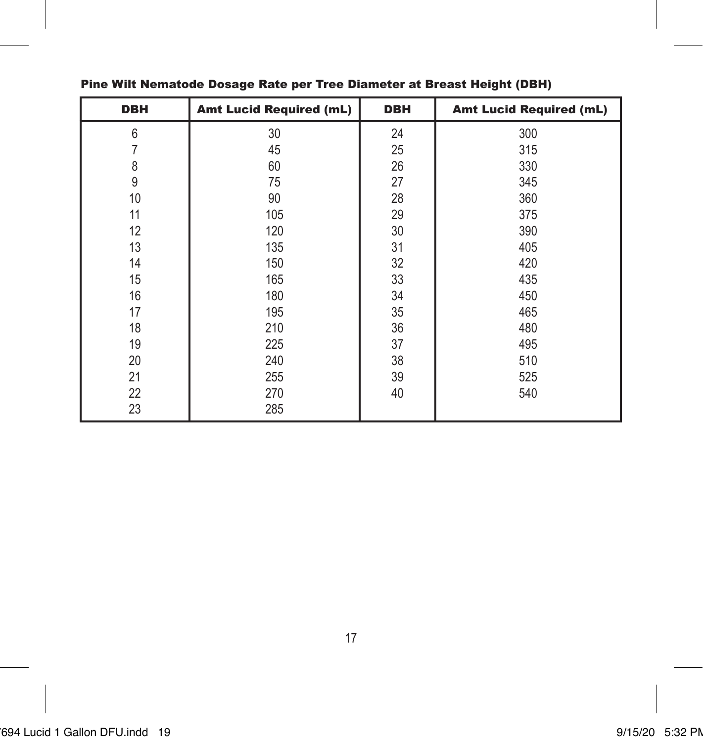**Pine Wilt Nematode Dosage Rate per Tree Diameter at Breast Height (DBH)**

| DBH | Amt Lucid Required (mL) | DBH | Amt Lucid Required (mL) |
|---|---|---|---|
| 6 | 30 | 24 | 300 |
| 7 | 45 | 25 | 315 |
| 8 | 60 | 26 | 330 |
| 9 | 75 | 27 | 345 |
| 10 | 90 | 28 | 360 |
| 11 | 105 | 29 | 375 |
| 12 | 120 | 30 | 390 |
| 13 | 135 | 31 | 405 |
| 14 | 150 | 32 | 420 |
| 15 | 165 | 33 | 435 |
| 16 | 180 | 34 | 450 |
| 17 | 195 | 35 | 465 |
| 18 | 210 | 36 | 480 |
| 19 | 225 | 37 | 495 |
| 20 | 240 | 38 | 510 |
| 21 | 255 | 39 | 525 |
| 22 | 270 | 40 | 540 |
| 23 | 285 | | |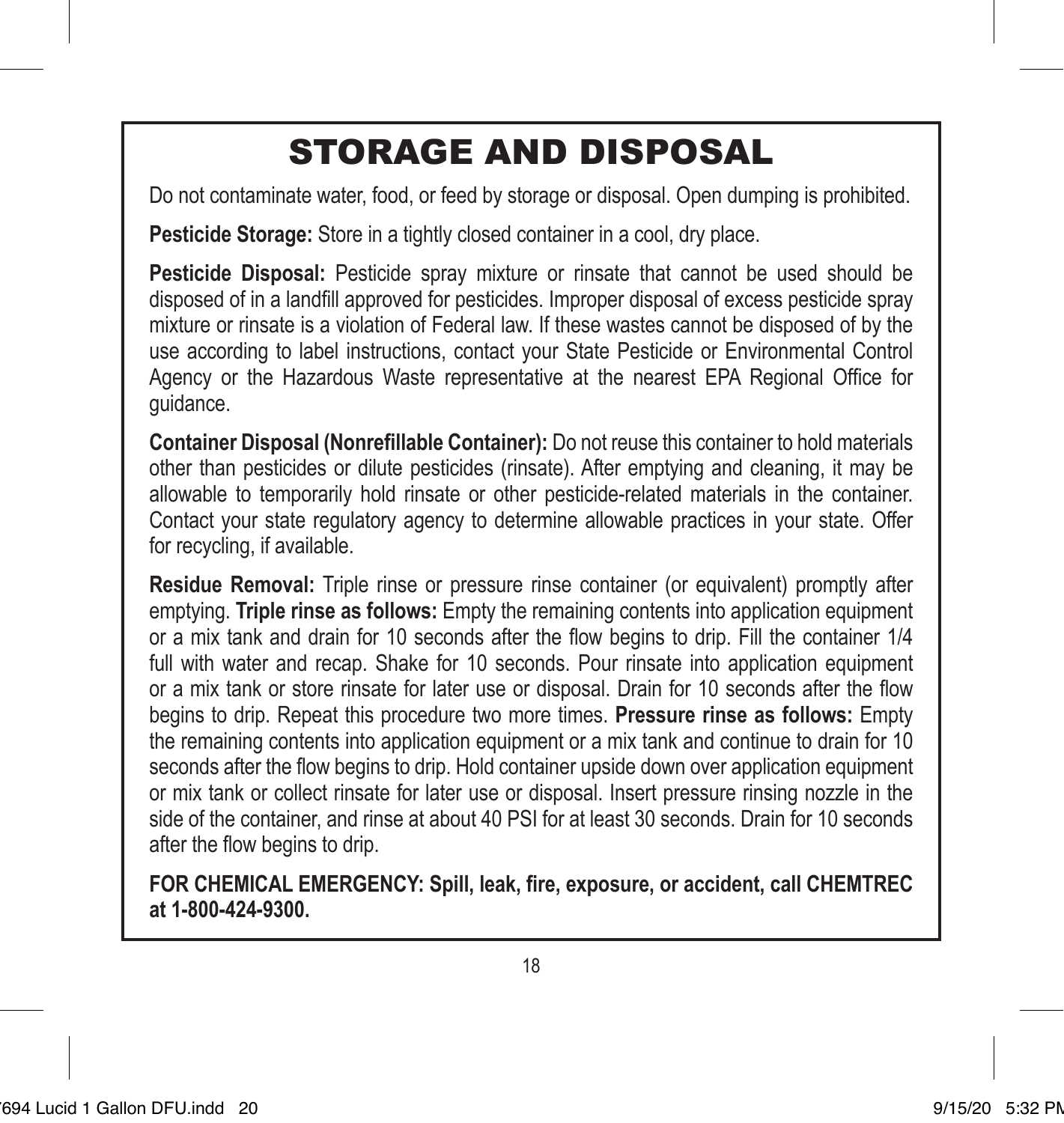# STORAGE AND DISPOSAL

Do not contaminate water, food, or feed by storage or disposal. Open dumping is prohibited.

**Pesticide Storage:** Store in a tightly closed container in a cool, dry place.

**Pesticide Disposal:** Pesticide spray mixture or rinsate that cannot be used should be disposed of in a landfill approved for pesticides. Improper disposal of excess pesticide spray mixture or rinsate is a violation of Federal law. If these wastes cannot be disposed of by the use according to label instructions, contact your State Pesticide or Environmental Control Agency or the Hazardous Waste representative at the nearest EPA Regional Office for guidance.

**Container Disposal (Nonrefillable Container):** Do not reuse this container to hold materials other than pesticides or dilute pesticides (rinsate). After emptying and cleaning, it may be allowable to temporarily hold rinsate or other pesticide-related materials in the container. Contact your state regulatory agency to determine allowable practices in your state. Offer for recycling, if available.

**Residue Removal:** Triple rinse or pressure rinse container (or equivalent) promptly after emptying. **Triple rinse as follows:** Empty the remaining contents into application equipment or a mix tank and drain for 10 seconds after the flow begins to drip. Fill the container 1/4 full with water and recap. Shake for 10 seconds. Pour rinsate into application equipment or a mix tank or store rinsate for later use or disposal. Drain for 10 seconds after the flow begins to drip. Repeat this procedure two more times. **Pressure rinse as follows:** Empty the remaining contents into application equipment or a mix tank and continue to drain for 10 seconds after the flow begins to drip. Hold container upside down over application equipment or mix tank or collect rinsate for later use or disposal. Insert pressure rinsing nozzle in the side of the container, and rinse at about 40 PSI for at least 30 seconds. Drain for 10 seconds after the flow begins to drip.

**FOR CHEMICAL EMERGENCY: Spill, leak, fire, exposure, or accident, call CHEMTREC at 1-800-424-9300.**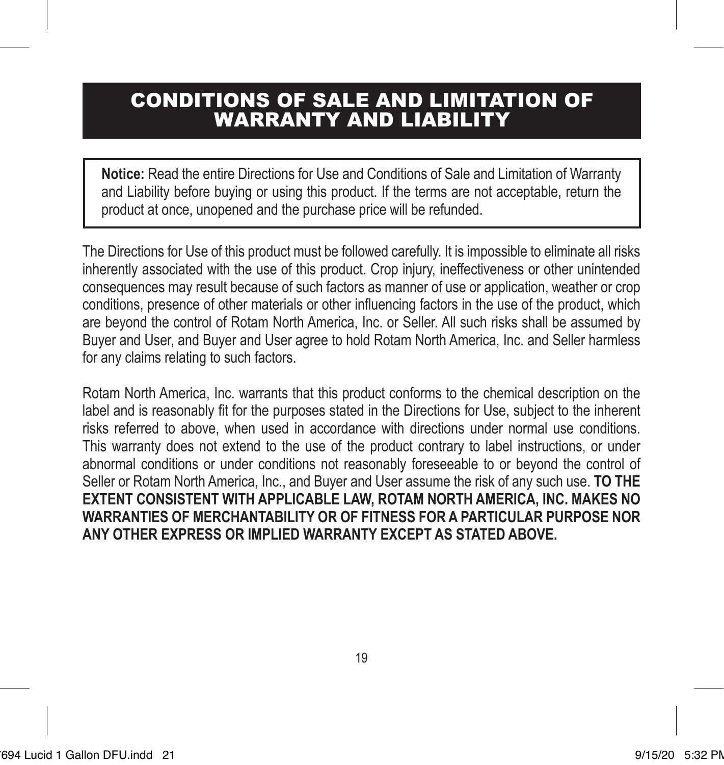# CONDITIONS OF SALE AND LIMITATION OF WARRANTY AND LIABILITY

**Notice:** Read the entire Directions for Use and Conditions of Sale and Limitation of Warranty and Liability before buying or using this product. If the terms are not acceptable, return the product at once, unopened and the purchase price will be refunded.

The Directions for Use of this product must be followed carefully. It is impossible to eliminate all risks inherently associated with the use of this product. Crop injury, ineffectiveness or other unintended consequences may result because of such factors as manner of use or application, weather or crop conditions, presence of other materials or other influencing factors in the use of the product, which are beyond the control of Rotam North America, Inc. or Seller. All such risks shall be assumed by Buyer and User, and Buyer and User agree to hold Rotam North America, Inc. and Seller harmless for any claims relating to such factors.

Rotam North America, Inc. warrants that this product conforms to the chemical description on the label and is reasonably fit for the purposes stated in the Directions for Use, subject to the inherent risks referred to above, when used in accordance with directions under normal use conditions. This warranty does not extend to the use of the product contrary to label instructions, or under abnormal conditions or under conditions not reasonably foreseeable to or beyond the control of Seller or Rotam North America, Inc., and Buyer and User assume the risk of any such use. **TO THE EXTENT CONSISTENT WITH APPLICABLE LAW, ROTAM NORTH AMERICA, INC. MAKES NO WARRANTIES OF MERCHANTABILITY OR OF FITNESS FOR A PARTICULAR PURPOSE NOR ANY OTHER EXPRESS OR IMPLIED WARRANTY EXCEPT AS STATED ABOVE.**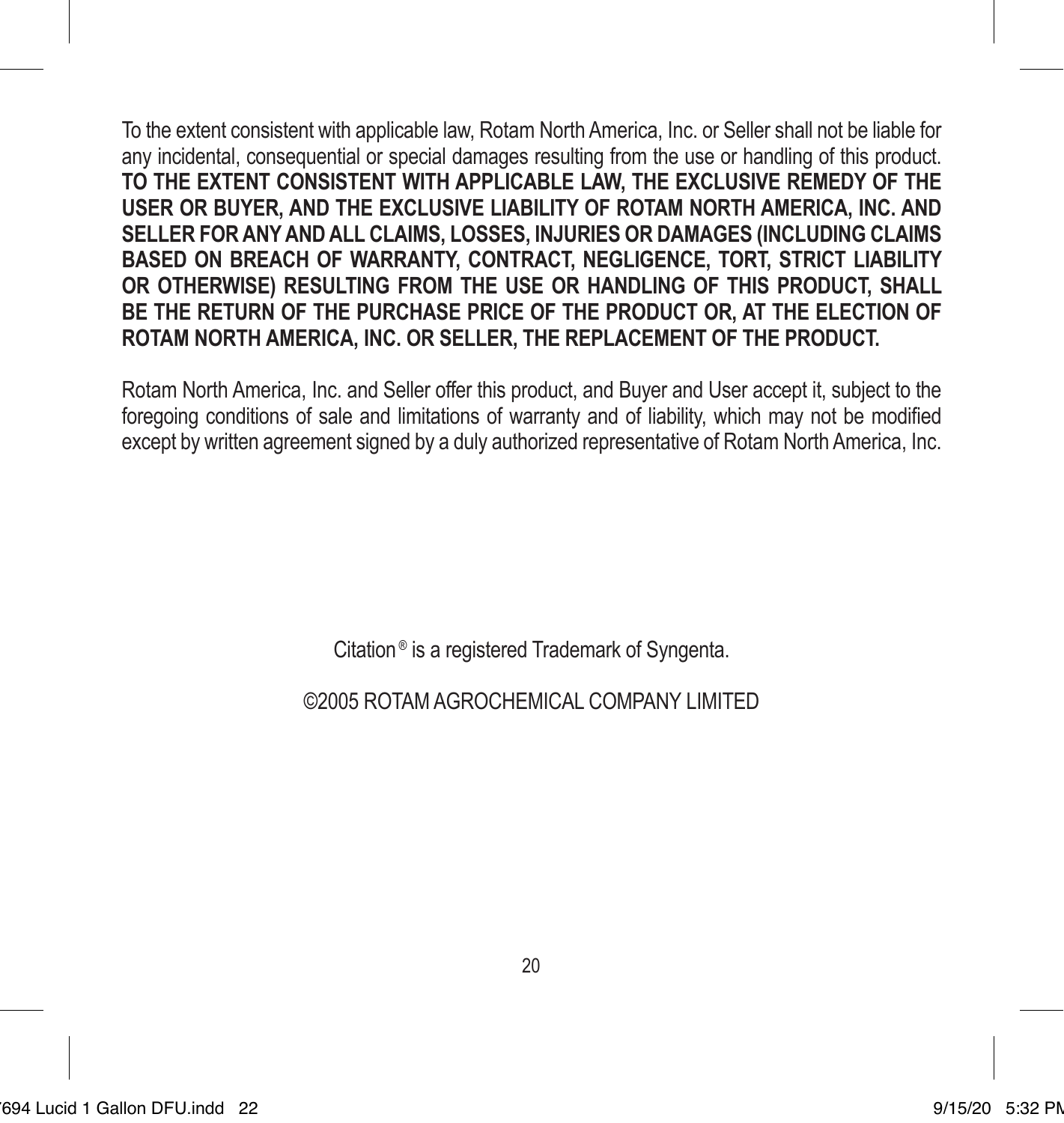To the extent consistent with applicable law, Rotam North America, Inc. or Seller shall not be liable for any incidental, consequential or special damages resulting from the use or handling of this product. **TO THE EXTENT CONSISTENT WITH APPLICABLE LAW, THE EXCLUSIVE REMEDY OF THE USER OR BUYER, AND THE EXCLUSIVE LIABILITY OF ROTAM NORTH AMERICA, INC. AND SELLER FOR ANY AND ALL CLAIMS, LOSSES, INJURIES OR DAMAGES (INCLUDING CLAIMS BASED ON BREACH OF WARRANTY, CONTRACT, NEGLIGENCE, TORT, STRICT LIABILITY OR OTHERWISE) RESULTING FROM THE USE OR HANDLING OF THIS PRODUCT, SHALL BE THE RETURN OF THE PURCHASE PRICE OF THE PRODUCT OR, AT THE ELECTION OF ROTAM NORTH AMERICA, INC. OR SELLER, THE REPLACEMENT OF THE PRODUCT.**

Rotam North America, Inc. and Seller offer this product, and Buyer and User accept it, subject to the foregoing conditions of sale and limitations of warranty and of liability, which may not be modified except by written agreement signed by a duly authorized representative of Rotam North America, Inc.

Citation® is a registered Trademark of Syngenta.

©2005 ROTAM AGROCHEMICAL COMPANY LIMITED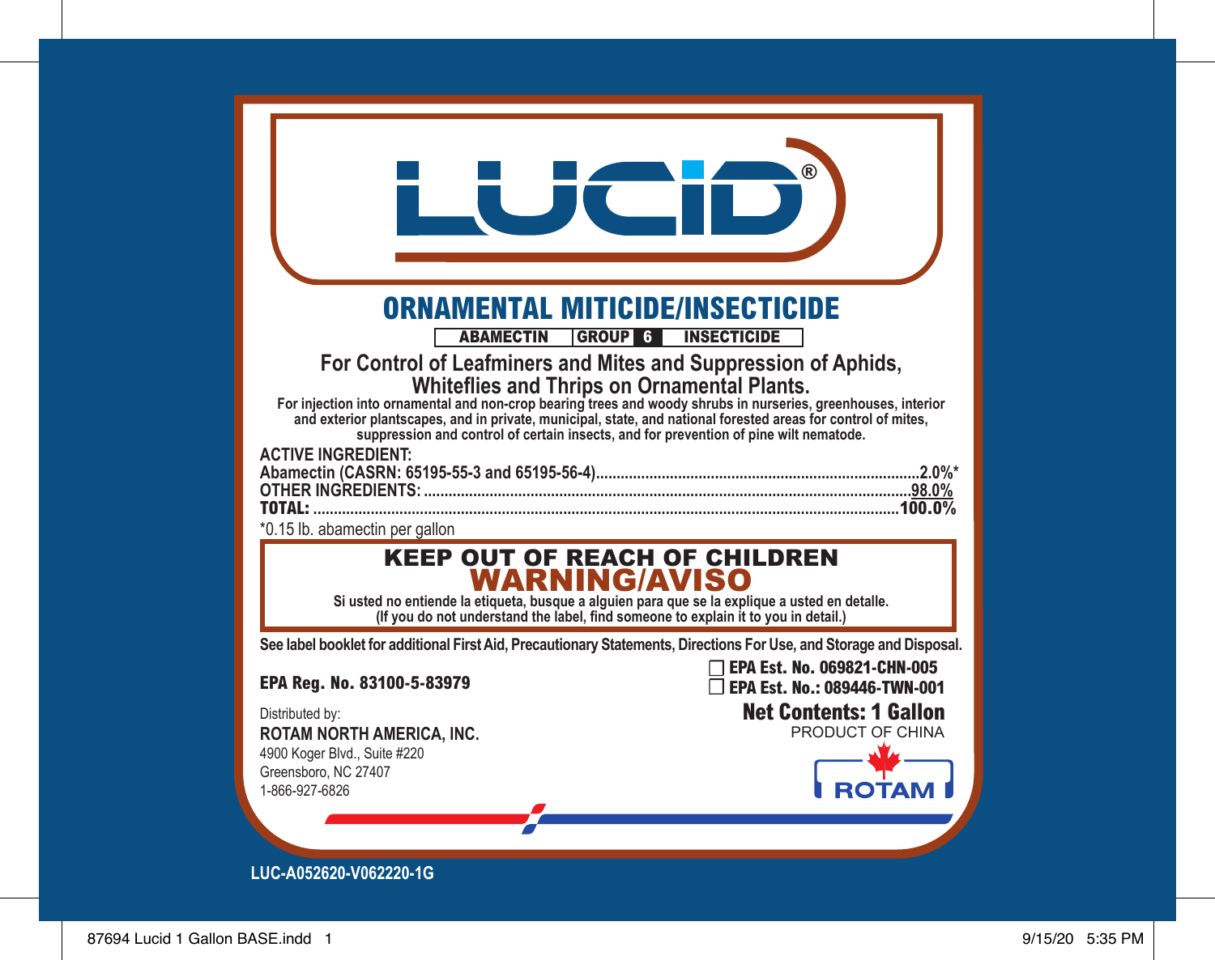# LUCID®

## ORNAMENTAL MITICIDE/INSECTICIDE

| ABAMECTIN | GROUP 6 | INSECTICIDE |
|---|---|---|

**For Control of Leafminers and Mites and Suppression of Aphids, Whiteflies and Thrips on Ornamental Plants.**

**For injection into ornamental and non-crop bearing trees and woody shrubs in nurseries, greenhouses, interior and exterior plantscapes, and in private, municipal, state, and national forested areas for control of mites, suppression and control of certain insects, and for prevention of pine wilt nematode.**

**ACTIVE INGREDIENT:**

| | |
|---|---|
| **Abamectin (CASRN: 65195-55-3 and 65195-56-4)** | **2.0%*** |
| **OTHER INGREDIENTS:** | **98.0%** |
| **TOTAL:** | **100.0%** |

*0.15 lb. abamectin per gallon

**KEEP OUT OF REACH OF CHILDREN**

**WARNING/AVISO**

**Si usted no entiende la etiqueta, busque a alguien para que se la explique a usted en detalle.**
**(If you do not understand the label, find someone to explain it to you in detail.)**

**See label booklet for additional First Aid, Precautionary Statements, Directions For Use, and Storage and Disposal.**

**EPA Reg. No. 83100-5-83979**

☐ **EPA Est. No. 069821-CHN-005**
☐ **EPA Est. No.: 089446-TWN-001**

**Net Contents: 1 Gallon**
PRODUCT OF CHINA

Distributed by:
**ROTAM NORTH AMERICA, INC.**
4900 Koger Blvd., Suite #220
Greensboro, NC 27407
1-866-927-6826

ROTAM

**LUC-A052620-V062220-1G**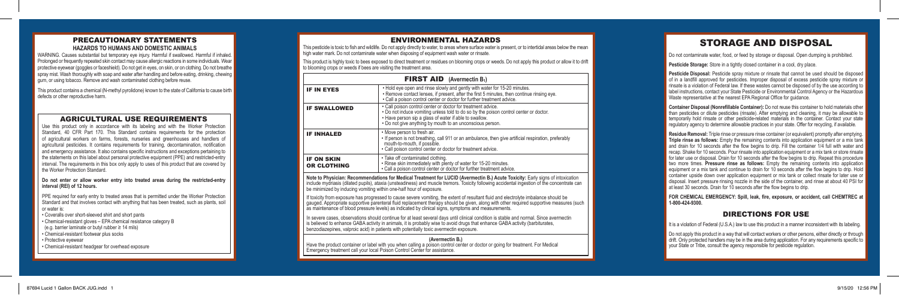## PRECAUTIONARY STATEMENTS

### HAZARDS TO HUMANS AND DOMESTIC ANIMALS

WARNING. Causes substantial but temporary eye injury. Harmful if swallowed. Harmful if inhaled. Prolonged or frequently repeated skin contact may cause allergic reactions in some individuals. Wear protective eyewear (goggles or faceshield). Do not get in eyes, on skin, or on clothing. Do not breathe spray mist. Wash thoroughly with soap and water after handling and before eating, drinking, chewing gum, or using tobacco. Remove and wash contaminated clothing before reuse.

This product contains a chemical (N-methyl pyrollidone) known to the state of California to cause birth defects or other reproductive harm.

## AGRICULTURAL USE REQUIREMENTS

Use this product only in accordance with its labeling and with the Worker Protection Standard, 40 CFR Part 170. This Standard contains requirements for the protection of agricultural workers on farms, forests, nurseries and greenhouses and handlers of agricultural pesticides. It contains requirements for training, decontamination, notification and emergency assistance. It also contains specific instructions and exceptions pertaining to the statements on this label about personal protective equipment (PPE) and restricted-entry interval. The requirements in this box only apply to uses of this product that are covered by the Worker Protection Standard.

**Do not enter or allow worker entry into treated areas during the restricted-entry interval (REI) of 12 hours.**

PPE required for early entry to treated areas that is permitted under the Worker Protection Standard and that involves contact with anything that has been treated, such as plants, soil or water is:

- Coveralls over short-sleeved shirt and short pants
- Chemical-resistant gloves – EPA chemical resistance category B (e.g. barrier laminate or butyl rubber ≥ 14 mils)
- Chemical-resistant footwear plus socks
- Protective eyewear
- Chemical-resistant headgear for overhead exposure

## ENVIRONMENTAL HAZARDS

This pesticide is toxic to fish and wildlife. Do not apply directly to water, to areas where surface water is present, or to intertidal areas below the mean high water mark. Do not contaminate water when disposing of equipment wash water or rinsate.

This product is highly toxic to bees exposed to direct treatment or residues on blooming crops or weeds. Do not apply this product or allow it to drift to blooming crops or weeds if bees are visiting the treatment area.

| FIRST AID (Avermectin $B_1$) | |
|---|---|
| **IF IN EYES** | • Hold eye open and rinse slowly and gently with water for 15-20 minutes.<br>• Remove contact lenses, if present, after the first 5 minutes, then continue rinsing eye.<br>• Call a poison control center or doctor for further treatment advice. |
| **IF SWALLOWED** | • Call poison control center or doctor for treatment advice.<br>• Do not induce vomiting unless told to do so by the poison control center or doctor.<br>• Have person sip a glass of water if able to swallow.<br>• Do not give anything by mouth to an unconscious person. |
| **IF INHALED** | • Move person to fresh air.<br>• If person is not breathing, call 911 or an ambulance, then give artificial respiration, preferably mouth-to-mouth, if possible.<br>• Call poison control center or doctor for further treatment advice. |
| **IF ON SKIN OR CLOTHING** | • Take off contaminated clothing.<br>• Rinse skin immediately with plenty of water for 15-20 minutes.<br>• Call a poison control center or doctor for further treatment advice. |

**Note to Physician: Recommendations for Medical Treatment for LUCID (Avermectin $B_1$) Acute Toxicity:** Early signs of intoxication include mydriasis (dilated pupils), ataxia (unsteadiness) and muscle tremors. Toxicity following accidental ingestion of the concentrate can be minimized by inducing vomiting within one-half hour of exposure.

If toxicity from exposure has progressed to cause severe vomiting, the extent of resultant fluid and electrolyte imbalance should be gauged. Appropriate supportive parenteral fluid replacement therapy should be given, along with other required supportive measures (such as maintenance of blood pressure levels) as indicated by clinical signs, symptoms and measurements.

In severe cases, observations should continue for at least several days until clinical condition is stable and normal. Since avermectin is believed to enhance GABA activity in animals, it is probably wise to avoid drugs that enhance GABA activity (barbiturates, benzodiazepines, valproic acid) in patients with potentially toxic avermectin exposure.

**(Avermectin $B_1$)**

Have the product container or label with you when calling a poison control center or doctor or going for treatment. For Medical Emergency treatment call your local Poison Control Center for assistance.

## STORAGE AND DISPOSAL

Do not contaminate water, food, or feed by storage or disposal. Open dumping is prohibited.

**Pesticide Storage:** Store in a tightly closed container in a cool, dry place.

**Pesticide Disposal:** Pesticide spray mixture or rinsate that cannot be used should be disposed of in a landfill approved for pesticides. Improper disposal of excess pesticide spray mixture or rinsate is a violation of Federal law. If these wastes cannot be disposed of by use according to label instructions, contact your State Pesticide or Environmental Control Agency or the Hazardous Waste representative at the nearest EPA Regional Office for guidance.

**Container Disposal (Nonrefillable Container):** Do not reuse this container to hold materials other than pesticides or dilute pesticides (rinsate). After emptying and cleaning, it may be allowable to temporarily hold rinsate or other pesticide-related materials in the container. Contact your state regulatory agency to determine allowable practices in your state. Offer for recycling, if available.

**Residue Removal:** Triple rinse or pressure rinse container (or equivalent) promptly after emptying. **Triple rinse as follows:** Empty the remaining contents into application equipment or a mix tank and drain for 10 seconds after the flow begins to drip. Fill the container 1/4 full with water and recap. Shake for 10 seconds. Pour rinsate into application equipment or a mix tank or store rinsate for later use or disposal. Drain for 10 seconds after the flow begins to drip. Repeat this procedure two more times. **Pressure rinse as follows:** Empty the remaining contents into application equipment or a mix tank and continue to drain for 10 seconds after the flow begins to drip. Hold container upside down over application equipment or mix tank or collect rinsate for later use or disposal. Insert pressure rinsing nozzle in the side of the container, and rinse at about 40 PSI for at least 30 seconds. Drain for 10 seconds after the flow begins to drip.

**FOR CHEMICAL EMERGENCY: Spill, leak, fire, exposure, or accident, call CHEMTREC at 1-800-424-9300.**

## DIRECTIONS FOR USE

It is a violation of Federal (U.S.A.) law to use this product in a manner inconsistent with its labeling.

Do not apply this product in a way that will contact workers or other persons, either directly or through drift. Only protected handlers may be in the area during application. For any requirements specific to your State or Tribe, consult the agency responsible for pesticide regulation.